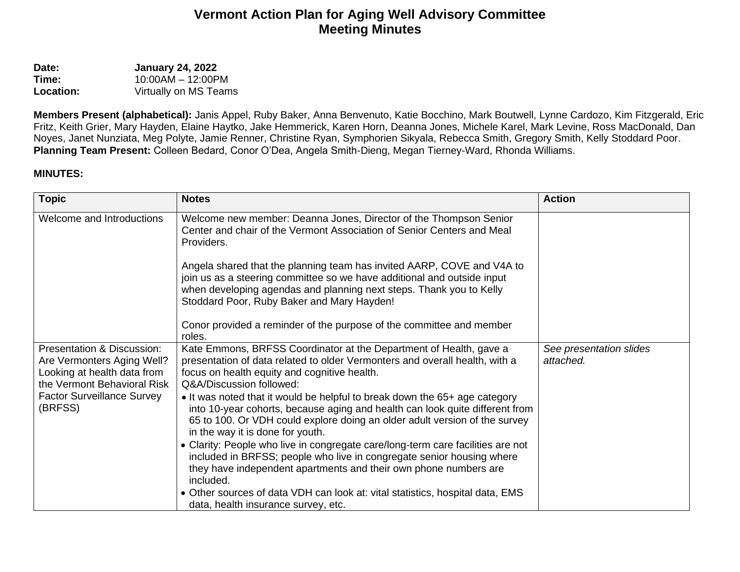# Vermont Action Plan for Aging Well Advisory Committee
## Meeting Minutes

**Date:** **January 24, 2022**
**Time:** 10:00AM – 12:00PM
**Location:** Virtually on MS Teams

**Members Present (alphabetical):** Janis Appel, Ruby Baker, Anna Benvenuto, Katie Bocchino, Mark Boutwell, Lynne Cardozo, Kim Fitzgerald, Eric Fritz, Keith Grier, Mary Hayden, Elaine Haytko, Jake Hemmerick, Karen Horn, Deanna Jones, Michele Karel, Mark Levine, Ross MacDonald, Dan Noyes, Janet Nunziata, Meg Polyte, Jamie Renner, Christine Ryan, Symphorien Sikyala, Rebecca Smith, Gregory Smith, Kelly Stoddard Poor.
**Planning Team Present:** Colleen Bedard, Conor O'Dea, Angela Smith-Dieng, Megan Tierney-Ward, Rhonda Williams.

**MINUTES:**

| Topic | Notes | Action |
|---|---|---|
| Welcome and Introductions | Welcome new member: Deanna Jones, Director of the Thompson Senior Center and chair of the Vermont Association of Senior Centers and Meal Providers.<br><br>Angela shared that the planning team has invited AARP, COVE and V4A to join us as a steering committee so we have additional and outside input when developing agendas and planning next steps. Thank you to Kelly Stoddard Poor, Ruby Baker and Mary Hayden!<br><br>Conor provided a reminder of the purpose of the committee and member roles. | |
| Presentation & Discussion: Are Vermonters Aging Well? Looking at health data from the Vermont Behavioral Risk Factor Surveillance Survey (BRFSS) | Kate Emmons, BRFSS Coordinator at the Department of Health, gave a presentation of data related to older Vermonters and overall health, with a focus on health equity and cognitive health.<br>Q&A/Discussion followed:<br>• It was noted that it would be helpful to break down the 65+ age category into 10-year cohorts, because aging and health can look quite different from 65 to 100. Or VDH could explore doing an older adult version of the survey in the way it is done for youth.<br>• Clarity: People who live in congregate care/long-term care facilities are not included in BRFSS; people who live in congregate senior housing where they have independent apartments and their own phone numbers are included.<br>• Other sources of data VDH can look at: vital statistics, hospital data, EMS data, health insurance survey, etc. | *See presentation slides attached.* |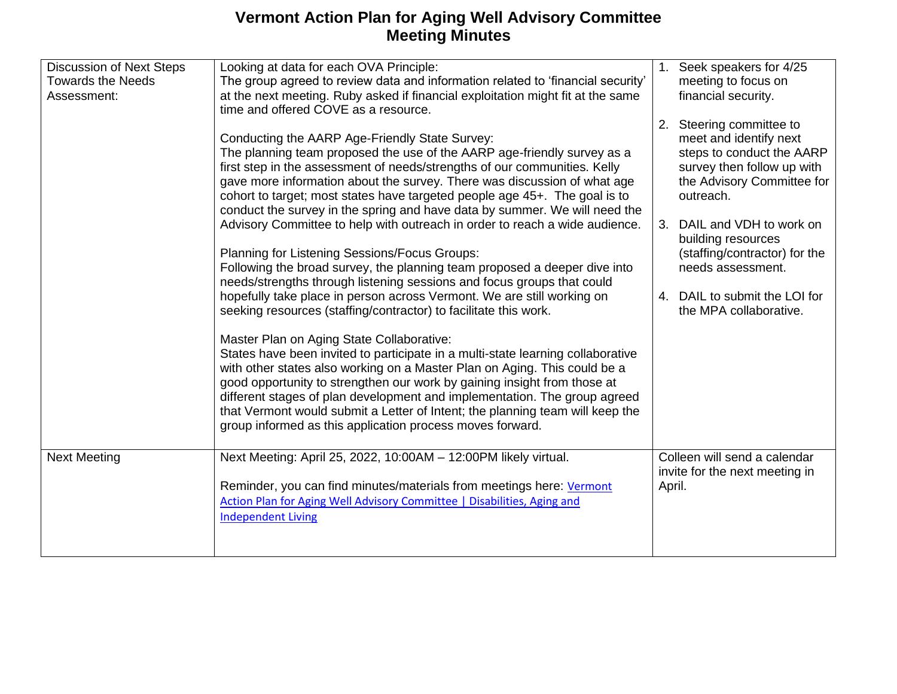# Vermont Action Plan for Aging Well Advisory Committee Meeting Minutes

| | | |
|---|---|---|
| Discussion of Next Steps Towards the Needs Assessment: | Looking at data for each OVA Principle:<br>The group agreed to review data and information related to 'financial security' at the next meeting. Ruby asked if financial exploitation might fit at the same time and offered COVE as a resource.<br><br>Conducting the AARP Age-Friendly State Survey:<br>The planning team proposed the use of the AARP age-friendly survey as a first step in the assessment of needs/strengths of our communities. Kelly gave more information about the survey. There was discussion of what age cohort to target; most states have targeted people age 45+. The goal is to conduct the survey in the spring and have data by summer. We will need the Advisory Committee to help with outreach in order to reach a wide audience.<br><br>Planning for Listening Sessions/Focus Groups:<br>Following the broad survey, the planning team proposed a deeper dive into needs/strengths through listening sessions and focus groups that could hopefully take place in person across Vermont. We are still working on seeking resources (staffing/contractor) to facilitate this work.<br><br>Master Plan on Aging State Collaborative:<br>States have been invited to participate in a multi-state learning collaborative with other states also working on a Master Plan on Aging. This could be a good opportunity to strengthen our work by gaining insight from those at different stages of plan development and implementation. The group agreed that Vermont would submit a Letter of Intent; the planning team will keep the group informed as this application process moves forward. | 1. Seek speakers for 4/25 meeting to focus on financial security.<br><br>2. Steering committee to meet and identify next steps to conduct the AARP survey then follow up with the Advisory Committee for outreach.<br><br>3. DAIL and VDH to work on building resources (staffing/contractor) for the needs assessment.<br><br>4. DAIL to submit the LOI for the MPA collaborative. |
| Next Meeting | Next Meeting: April 25, 2022, 10:00AM – 12:00PM likely virtual.<br><br>Reminder, you can find minutes/materials from meetings here: [Vermont Action Plan for Aging Well Advisory Committee \| Disabilities, Aging and Independent Living] | Colleen will send a calendar invite for the next meeting in April. |